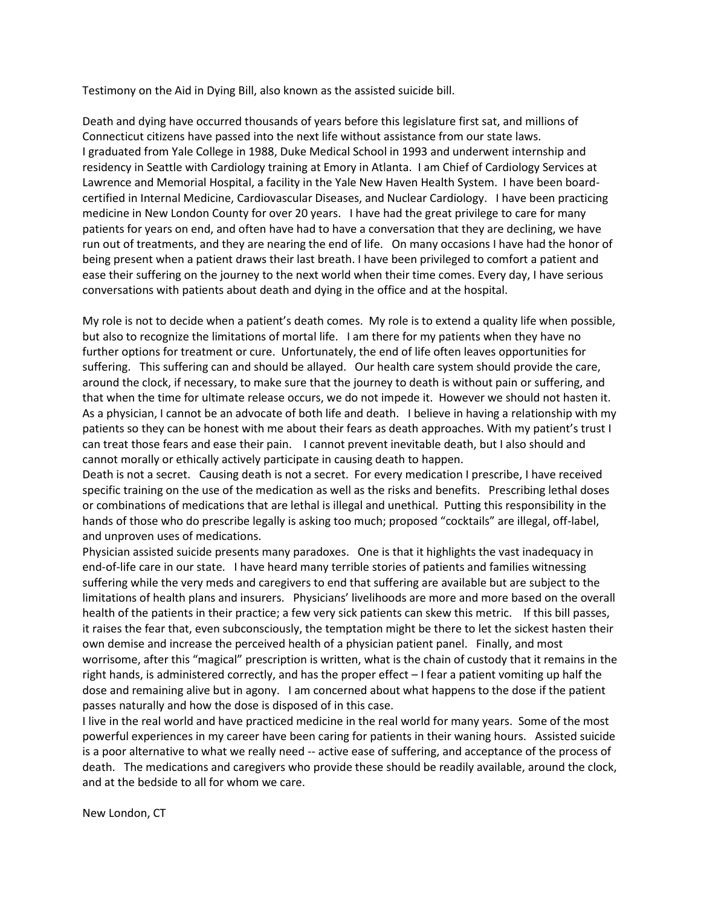Testimony on the Aid in Dying Bill, also known as the assisted suicide bill.

Death and dying have occurred thousands of years before this legislature first sat, and millions of Connecticut citizens have passed into the next life without assistance from our state laws.
I graduated from Yale College in 1988, Duke Medical School in 1993 and underwent internship and residency in Seattle with Cardiology training at Emory in Atlanta. I am Chief of Cardiology Services at Lawrence and Memorial Hospital, a facility in the Yale New Haven Health System. I have been board-certified in Internal Medicine, Cardiovascular Diseases, and Nuclear Cardiology. I have been practicing medicine in New London County for over 20 years. I have had the great privilege to care for many patients for years on end, and often have had to have a conversation that they are declining, we have run out of treatments, and they are nearing the end of life. On many occasions I have had the honor of being present when a patient draws their last breath. I have been privileged to comfort a patient and ease their suffering on the journey to the next world when their time comes. Every day, I have serious conversations with patients about death and dying in the office and at the hospital.

My role is not to decide when a patient's death comes. My role is to extend a quality life when possible, but also to recognize the limitations of mortal life. I am there for my patients when they have no further options for treatment or cure. Unfortunately, the end of life often leaves opportunities for suffering. This suffering can and should be allayed. Our health care system should provide the care, around the clock, if necessary, to make sure that the journey to death is without pain or suffering, and that when the time for ultimate release occurs, we do not impede it. However we should not hasten it. As a physician, I cannot be an advocate of both life and death. I believe in having a relationship with my patients so they can be honest with me about their fears as death approaches. With my patient's trust I can treat those fears and ease their pain. I cannot prevent inevitable death, but I also should and cannot morally or ethically actively participate in causing death to happen.
Death is not a secret. Causing death is not a secret. For every medication I prescribe, I have received specific training on the use of the medication as well as the risks and benefits. Prescribing lethal doses or combinations of medications that are lethal is illegal and unethical. Putting this responsibility in the hands of those who do prescribe legally is asking too much; proposed "cocktails" are illegal, off-label, and unproven uses of medications.
Physician assisted suicide presents many paradoxes. One is that it highlights the vast inadequacy in end-of-life care in our state. I have heard many terrible stories of patients and families witnessing suffering while the very meds and caregivers to end that suffering are available but are subject to the limitations of health plans and insurers. Physicians' livelihoods are more and more based on the overall health of the patients in their practice; a few very sick patients can skew this metric. If this bill passes, it raises the fear that, even subconsciously, the temptation might be there to let the sickest hasten their own demise and increase the perceived health of a physician patient panel. Finally, and most worrisome, after this "magical" prescription is written, what is the chain of custody that it remains in the right hands, is administered correctly, and has the proper effect – I fear a patient vomiting up half the dose and remaining alive but in agony. I am concerned about what happens to the dose if the patient passes naturally and how the dose is disposed of in this case.
I live in the real world and have practiced medicine in the real world for many years. Some of the most powerful experiences in my career have been caring for patients in their waning hours. Assisted suicide is a poor alternative to what we really need -- active ease of suffering, and acceptance of the process of death. The medications and caregivers who provide these should be readily available, around the clock, and at the bedside to all for whom we care.

New London, CT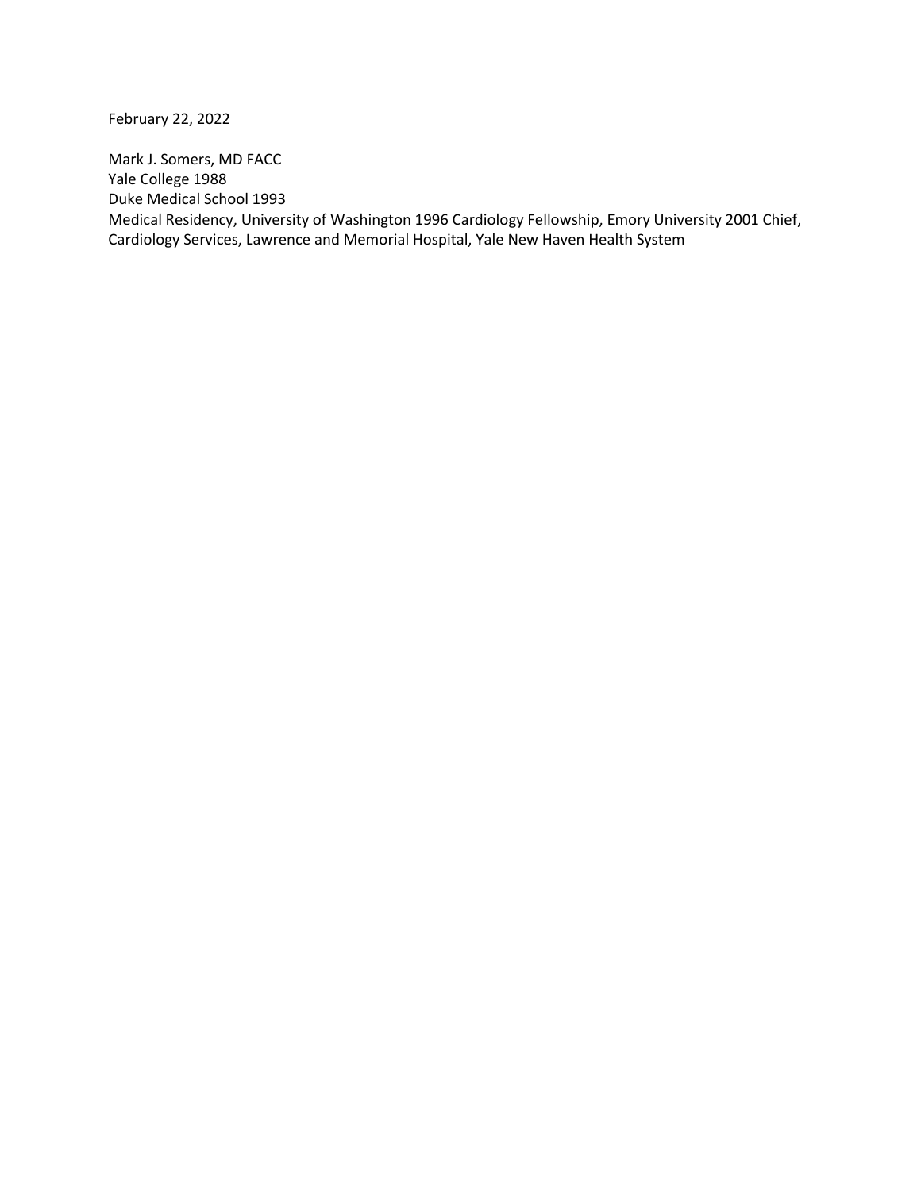February 22, 2022

Mark J. Somers, MD FACC
Yale College 1988
Duke Medical School 1993
Medical Residency, University of Washington 1996 Cardiology Fellowship, Emory University 2001 Chief, Cardiology Services, Lawrence and Memorial Hospital, Yale New Haven Health System